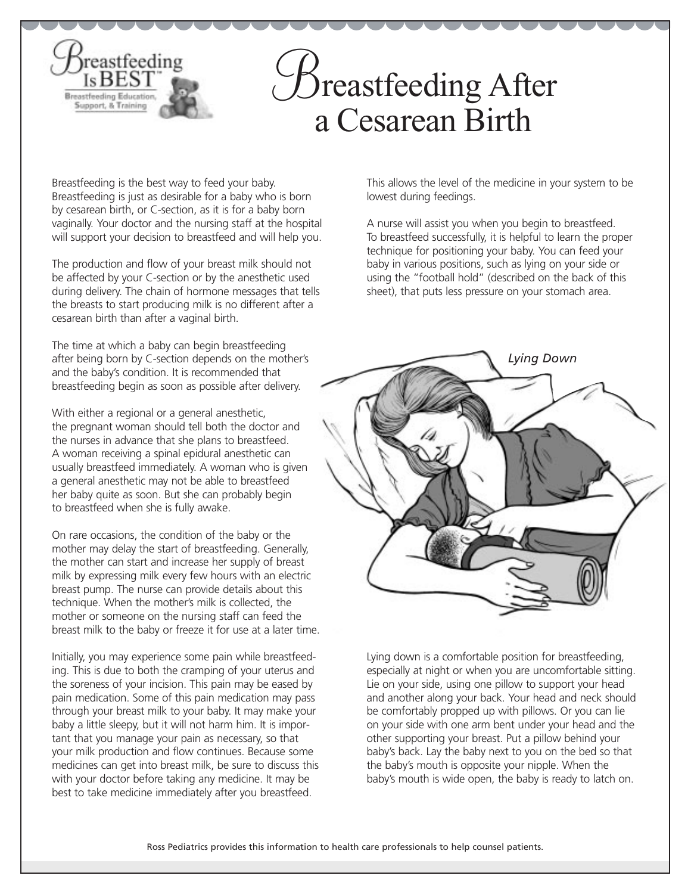# Breastfeeding After a Cesarean Birth

Breastfeeding is the best way to feed your baby. Breastfeeding is just as desirable for a baby who is born by cesarean birth, or C-section, as it is for a baby born vaginally. Your doctor and the nursing staff at the hospital will support your decision to breastfeed and will help you.

The production and flow of your breast milk should not be affected by your C-section or by the anesthetic used during delivery. The chain of hormone messages that tells the breasts to start producing milk is no different after a cesarean birth than after a vaginal birth.

The time at which a baby can begin breastfeeding after being born by C-section depends on the mother's and the baby's condition. It is recommended that breastfeeding begin as soon as possible after delivery.

With either a regional or a general anesthetic, the pregnant woman should tell both the doctor and the nurses in advance that she plans to breastfeed. A woman receiving a spinal epidural anesthetic can usually breastfeed immediately. A woman who is given a general anesthetic may not be able to breastfeed her baby quite as soon. But she can probably begin to breastfeed when she is fully awake.

On rare occasions, the condition of the baby or the mother may delay the start of breastfeeding. Generally, the mother can start and increase her supply of breast milk by expressing milk every few hours with an electric breast pump. The nurse can provide details about this technique. When the mother's milk is collected, the mother or someone on the nursing staff can feed the breast milk to the baby or freeze it for use at a later time.

Initially, you may experience some pain while breastfeeding. This is due to both the cramping of your uterus and the soreness of your incision. This pain may be eased by pain medication. Some of this pain medication may pass through your breast milk to your baby. It may make your baby a little sleepy, but it will not harm him. It is important that you manage your pain as necessary, so that your milk production and flow continues. Because some medicines can get into breast milk, be sure to discuss this with your doctor before taking any medicine. It may be best to take medicine immediately after you breastfeed. This allows the level of the medicine in your system to be lowest during feedings.

A nurse will assist you when you begin to breastfeed. To breastfeed successfully, it is helpful to learn the proper technique for positioning your baby. You can feed your baby in various positions, such as lying on your side or using the "football hold" (described on the back of this sheet), that puts less pressure on your stomach area.

*Lying Down*

Lying down is a comfortable position for breastfeeding, especially at night or when you are uncomfortable sitting. Lie on your side, using one pillow to support your head and another along your back. Your head and neck should be comfortably propped up with pillows. Or you can lie on your side with one arm bent under your head and the other supporting your breast. Put a pillow behind your baby's back. Lay the baby next to you on the bed so that the baby's mouth is opposite your nipple. When the baby's mouth is wide open, the baby is ready to latch on.

Ross Pediatrics provides this information to health care professionals to help counsel patients.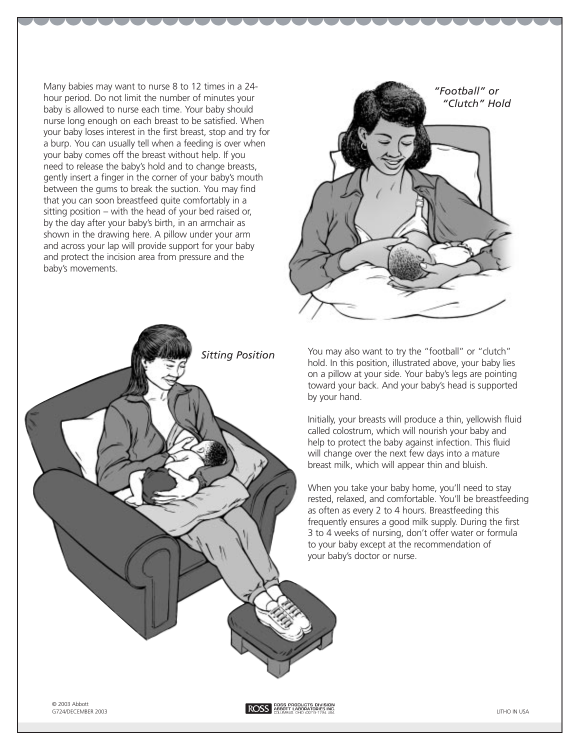Many babies may want to nurse 8 to 12 times in a 24-hour period. Do not limit the number of minutes your baby is allowed to nurse each time. Your baby should nurse long enough on each breast to be satisfied. When your baby loses interest in the first breast, stop and try for a burp. You can usually tell when a feeding is over when your baby comes off the breast without help. If you need to release the baby's hold and to change breasts, gently insert a finger in the corner of your baby's mouth between the gums to break the suction. You may find that you can soon breastfeed quite comfortably in a sitting position – with the head of your bed raised or, by the day after your baby's birth, in an armchair as shown in the drawing here. A pillow under your arm and across your lap will provide support for your baby and protect the incision area from pressure and the baby's movements.

*"Football" or "Clutch" Hold*

*Sitting Position*

You may also want to try the "football" or "clutch" hold. In this position, illustrated above, your baby lies on a pillow at your side. Your baby's legs are pointing toward your back. And your baby's head is supported by your hand.

Initially, your breasts will produce a thin, yellowish fluid called colostrum, which will nourish your baby and help to protect the baby against infection. This fluid will change over the next few days into a mature breast milk, which will appear thin and bluish.

When you take your baby home, you'll need to stay rested, relaxed, and comfortable. You'll be breastfeeding as often as every 2 to 4 hours. Breastfeeding this frequently ensures a good milk supply. During the first 3 to 4 weeks of nursing, don't offer water or formula to your baby except at the recommendation of your baby's doctor or nurse.

© 2003 Abbott
G724/DECEMBER 2003

ROSS PRODUCTS DIVISION
ABBOTT LABORATORIES INC.
COLUMBUS, OHIO 43215-1724 USA

LITHO IN USA